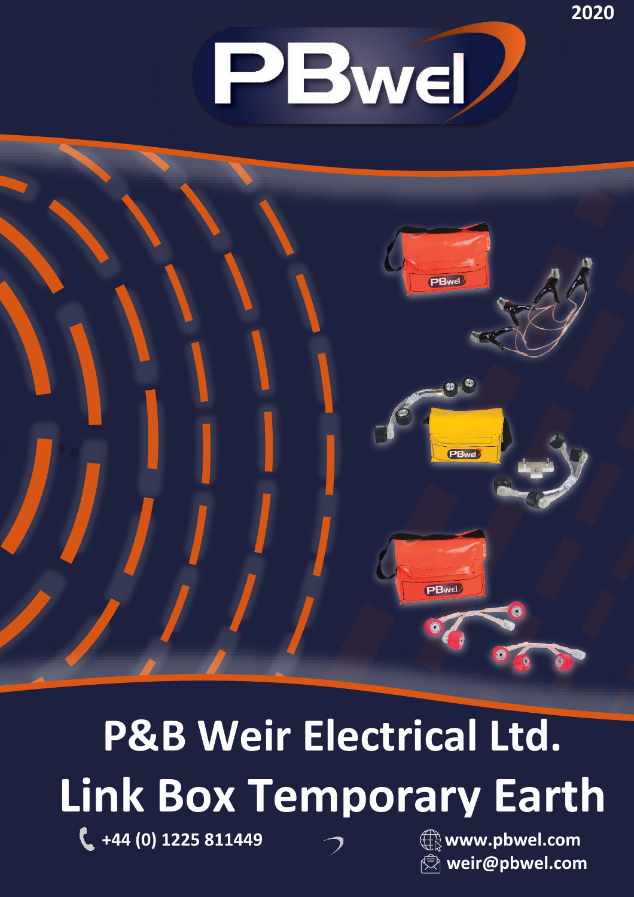2020

PBwel

# P&B Weir Electrical Ltd.

# Link Box Temporary Earth

+44 (0) 1225 811449

www.pbwel.com

weir@pbwel.com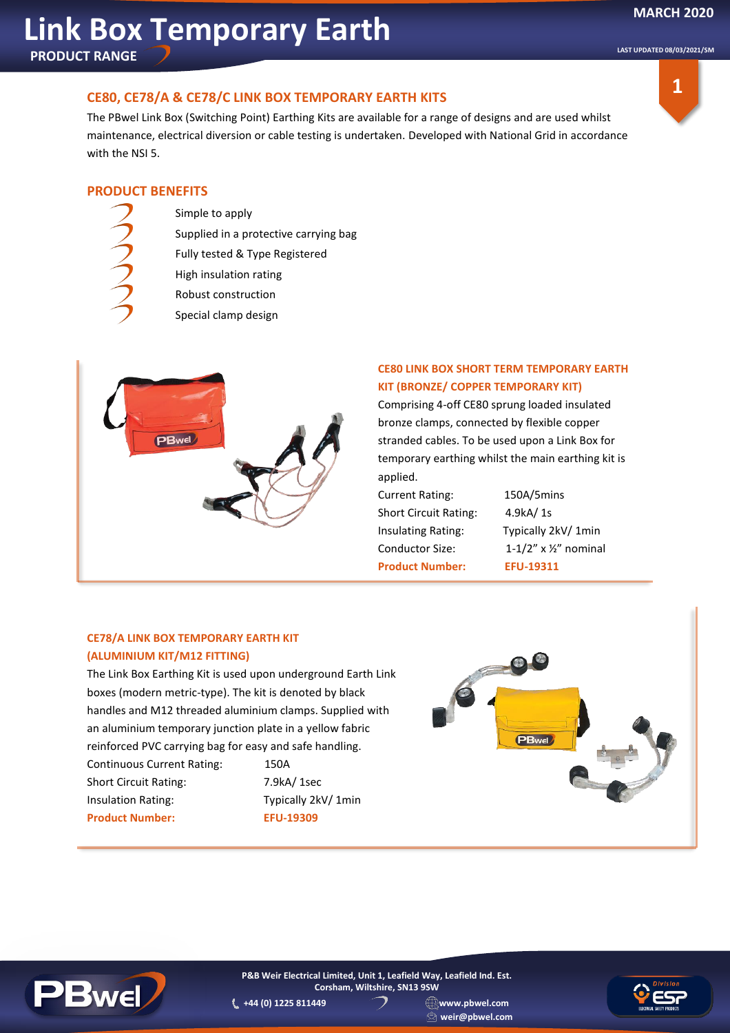# Link Box Temporary Earth

PRODUCT RANGE

MARCH 2020

LAST UPDATED 08/03/2021/SM

## CE80, CE78/A & CE78/C LINK BOX TEMPORARY EARTH KITS

The PBwel Link Box (Switching Point) Earthing Kits are available for a range of designs and are used whilst maintenance, electrical diversion or cable testing is undertaken. Developed with National Grid in accordance with the NSI 5.

## PRODUCT BENEFITS

- Simple to apply
- Supplied in a protective carrying bag
- Fully tested & Type Registered
- High insulation rating
- Robust construction
- Special clamp design

### CE80 LINK BOX SHORT TERM TEMPORARY EARTH KIT (BRONZE/ COPPER TEMPORARY KIT)

Comprising 4-off CE80 sprung loaded insulated bronze clamps, connected by flexible copper stranded cables. To be used upon a Link Box for temporary earthing whilst the main earthing kit is applied.

| | |
|---|---|
| Current Rating: | 150A/5mins |
| Short Circuit Rating: | 4.9kA/ 1s |
| Insulating Rating: | Typically 2kV/ 1min |
| Conductor Size: | 1-1/2" x ½" nominal |
| **Product Number:** | **EFU-19311** |

### CE78/A LINK BOX TEMPORARY EARTH KIT (ALUMINIUM KIT/M12 FITTING)

The Link Box Earthing Kit is used upon underground Earth Link boxes (modern metric-type). The kit is denoted by black handles and M12 threaded aluminium clamps. Supplied with an aluminium temporary junction plate in a yellow fabric reinforced PVC carrying bag for easy and safe handling.

| | |
|---|---|
| Continuous Current Rating: | 150A |
| Short Circuit Rating: | 7.9kA/ 1sec |
| Insulation Rating: | Typically 2kV/ 1min |
| **Product Number:** | **EFU-19309** |

P&B Weir Electrical Limited, Unit 1, Leafield Way, Leafield Ind. Est. Corsham, Wiltshire, SN13 9SW

+44 (0) 1225 811449 www.pbwel.com weir@pbwel.com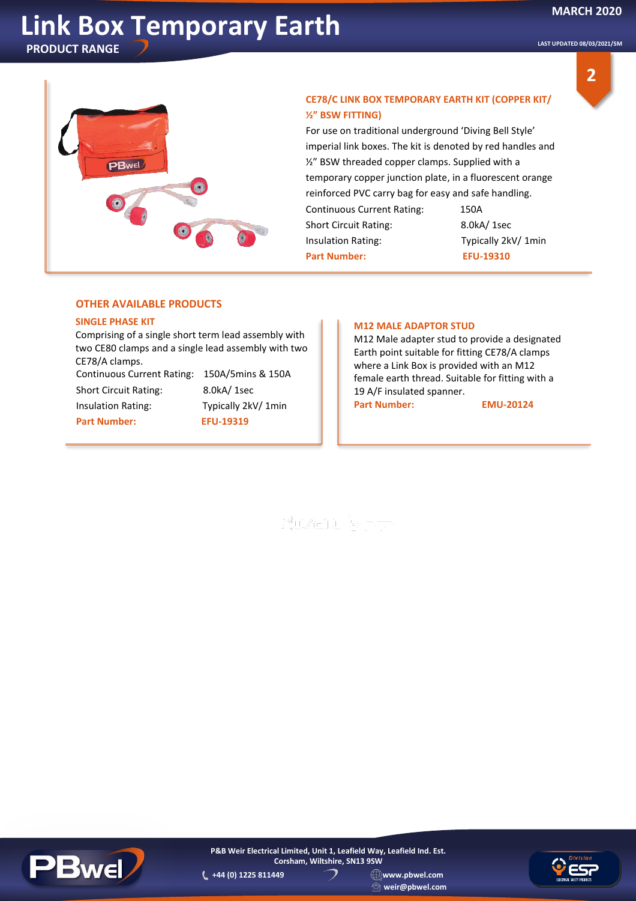## CE78/C LINK BOX TEMPORARY EARTH KIT (COPPER KIT/ ½" BSW FITTING)

For use on traditional underground 'Diving Bell Style' imperial link boxes. The kit is denoted by red handles and ½" BSW threaded copper clamps. Supplied with a temporary copper junction plate, in a fluorescent orange reinforced PVC carry bag for easy and safe handling.

| | |
|---|---|
| Continuous Current Rating: | 150A |
| Short Circuit Rating: | 8.0kA/ 1sec |
| Insulation Rating: | Typically 2kV/ 1min |
| **Part Number:** | **EFU-19310** |

## OTHER AVAILABLE PRODUCTS

### SINGLE PHASE KIT

Comprising of a single short term lead assembly with two CE80 clamps and a single lead assembly with two CE78/A clamps.

| | |
|---|---|
| Continuous Current Rating: | 150A/5mins & 150A |
| Short Circuit Rating: | 8.0kA/ 1sec |
| Insulation Rating: | Typically 2kV/ 1min |
| **Part Number:** | **EFU-19319** |

### M12 MALE ADAPTOR STUD

M12 Male adapter stud to provide a designated Earth point suitable for fitting CE78/A clamps where a Link Box is provided with an M12 female earth thread. Suitable for fitting with a 19 A/F insulated spanner.

**Part Number:** **EMU-20124**

P&B Weir Electrical Limited, Unit 1, Leafield Way, Leafield Ind. Est. Corsham, Wiltshire, SN13 9SW

+44 (0) 1225 811449

www.pbwel.com

weir@pbwel.com